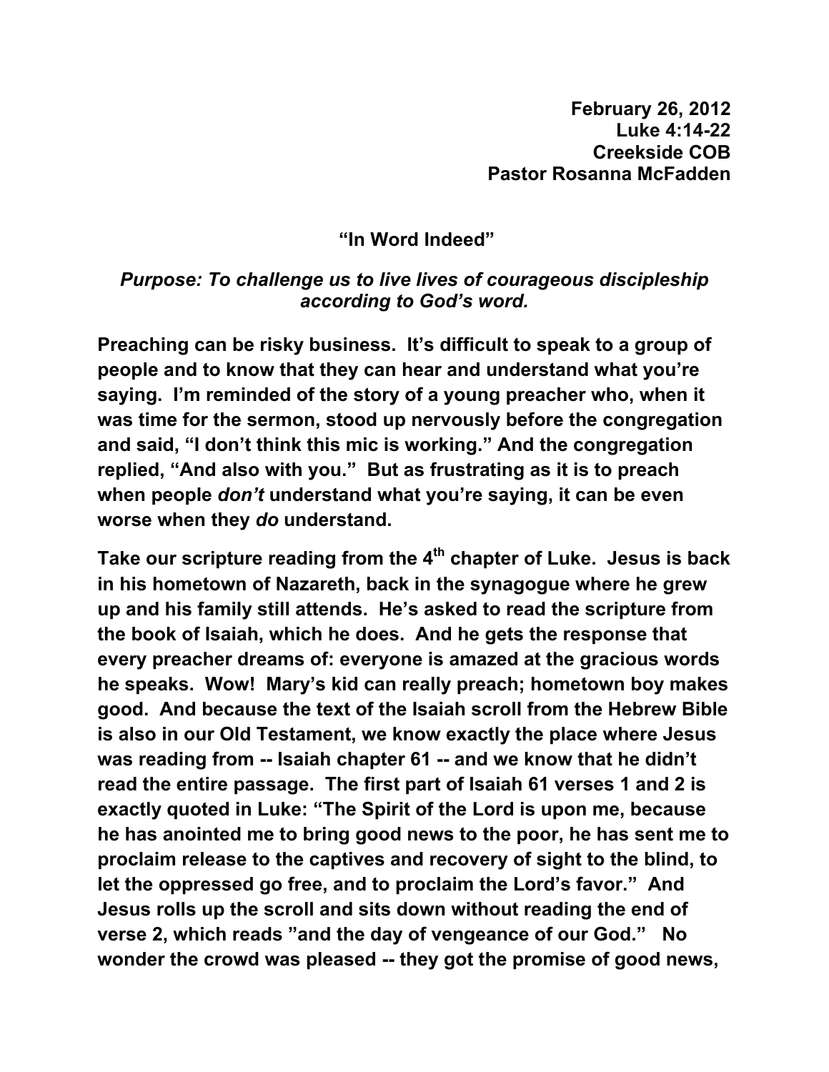**February 26, 2012**
**Luke 4:14-22**
**Creekside COB**
**Pastor Rosanna McFadden**

# "In Word Indeed"

***Purpose: To challenge us to live lives of courageous discipleship according to God's word.***

**Preaching can be risky business. It's difficult to speak to a group of people and to know that they can hear and understand what you're saying. I'm reminded of the story of a young preacher who, when it was time for the sermon, stood up nervously before the congregation and said, "I don't think this mic is working." And the congregation replied, "And also with you." But as frustrating as it is to preach when people *don't* understand what you're saying, it can be even worse when they *do* understand.**

**Take our scripture reading from the 4th chapter of Luke. Jesus is back in his hometown of Nazareth, back in the synagogue where he grew up and his family still attends. He's asked to read the scripture from the book of Isaiah, which he does. And he gets the response that every preacher dreams of: everyone is amazed at the gracious words he speaks. Wow! Mary's kid can really preach; hometown boy makes good. And because the text of the Isaiah scroll from the Hebrew Bible is also in our Old Testament, we know exactly the place where Jesus was reading from -- Isaiah chapter 61 -- and we know that he didn't read the entire passage. The first part of Isaiah 61 verses 1 and 2 is exactly quoted in Luke: "The Spirit of the Lord is upon me, because he has anointed me to bring good news to the poor, he has sent me to proclaim release to the captives and recovery of sight to the blind, to let the oppressed go free, and to proclaim the Lord's favor." And Jesus rolls up the scroll and sits down without reading the end of verse 2, which reads "and the day of vengeance of our God." No wonder the crowd was pleased -- they got the promise of good news,**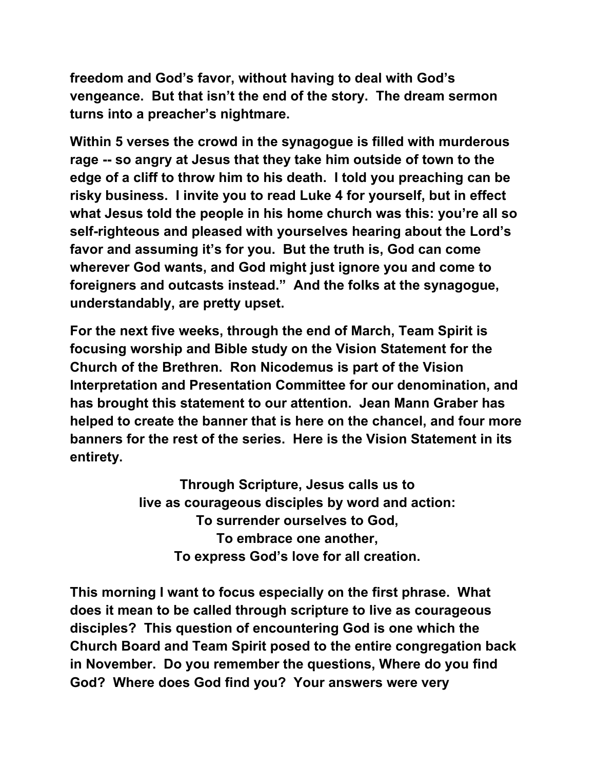freedom and God's favor, without having to deal with God's vengeance. But that isn't the end of the story. The dream sermon turns into a preacher's nightmare.

Within 5 verses the crowd in the synagogue is filled with murderous rage -- so angry at Jesus that they take him outside of town to the edge of a cliff to throw him to his death. I told you preaching can be risky business. I invite you to read Luke 4 for yourself, but in effect what Jesus told the people in his home church was this: you're all so self-righteous and pleased with yourselves hearing about the Lord's favor and assuming it's for you. But the truth is, God can come wherever God wants, and God might just ignore you and come to foreigners and outcasts instead." And the folks at the synagogue, understandably, are pretty upset.

For the next five weeks, through the end of March, Team Spirit is focusing worship and Bible study on the Vision Statement for the Church of the Brethren. Ron Nicodemus is part of the Vision Interpretation and Presentation Committee for our denomination, and has brought this statement to our attention. Jean Mann Graber has helped to create the banner that is here on the chancel, and four more banners for the rest of the series. Here is the Vision Statement in its entirety.

Through Scripture, Jesus calls us to
live as courageous disciples by word and action:
To surrender ourselves to God,
To embrace one another,
To express God's love for all creation.

This morning I want to focus especially on the first phrase. What does it mean to be called through scripture to live as courageous disciples? This question of encountering God is one which the Church Board and Team Spirit posed to the entire congregation back in November. Do you remember the questions, Where do you find God? Where does God find you? Your answers were very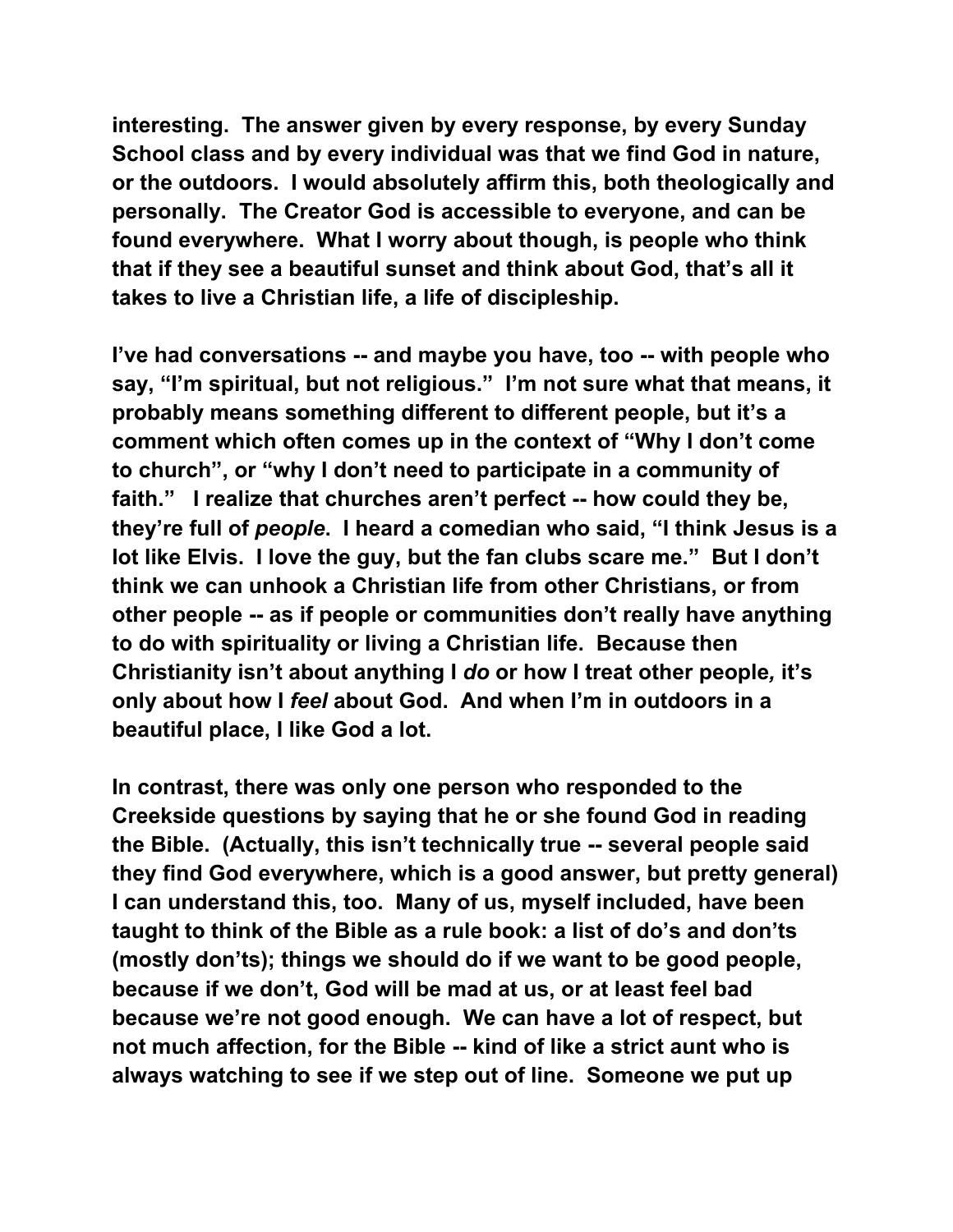interesting. The answer given by every response, by every Sunday School class and by every individual was that we find God in nature, or the outdoors. I would absolutely affirm this, both theologically and personally. The Creator God is accessible to everyone, and can be found everywhere. What I worry about though, is people who think that if they see a beautiful sunset and think about God, that's all it takes to live a Christian life, a life of discipleship.

I've had conversations -- and maybe you have, too -- with people who say, "I'm spiritual, but not religious." I'm not sure what that means, it probably means something different to different people, but it's a comment which often comes up in the context of "Why I don't come to church", or "why I don't need to participate in a community of faith." I realize that churches aren't perfect -- how could they be, they're full of *people*. I heard a comedian who said, "I think Jesus is a lot like Elvis. I love the guy, but the fan clubs scare me." But I don't think we can unhook a Christian life from other Christians, or from other people -- as if people or communities don't really have anything to do with spirituality or living a Christian life. Because then Christianity isn't about anything I *do* or how I treat other people*,* it's only about how I *feel* about God. And when I'm in outdoors in a beautiful place, I like God a lot.

In contrast, there was only one person who responded to the Creekside questions by saying that he or she found God in reading the Bible. (Actually, this isn't technically true -- several people said they find God everywhere, which is a good answer, but pretty general) I can understand this, too. Many of us, myself included, have been taught to think of the Bible as a rule book: a list of do's and don'ts (mostly don'ts); things we should do if we want to be good people, because if we don't, God will be mad at us, or at least feel bad because we're not good enough. We can have a lot of respect, but not much affection, for the Bible -- kind of like a strict aunt who is always watching to see if we step out of line. Someone we put up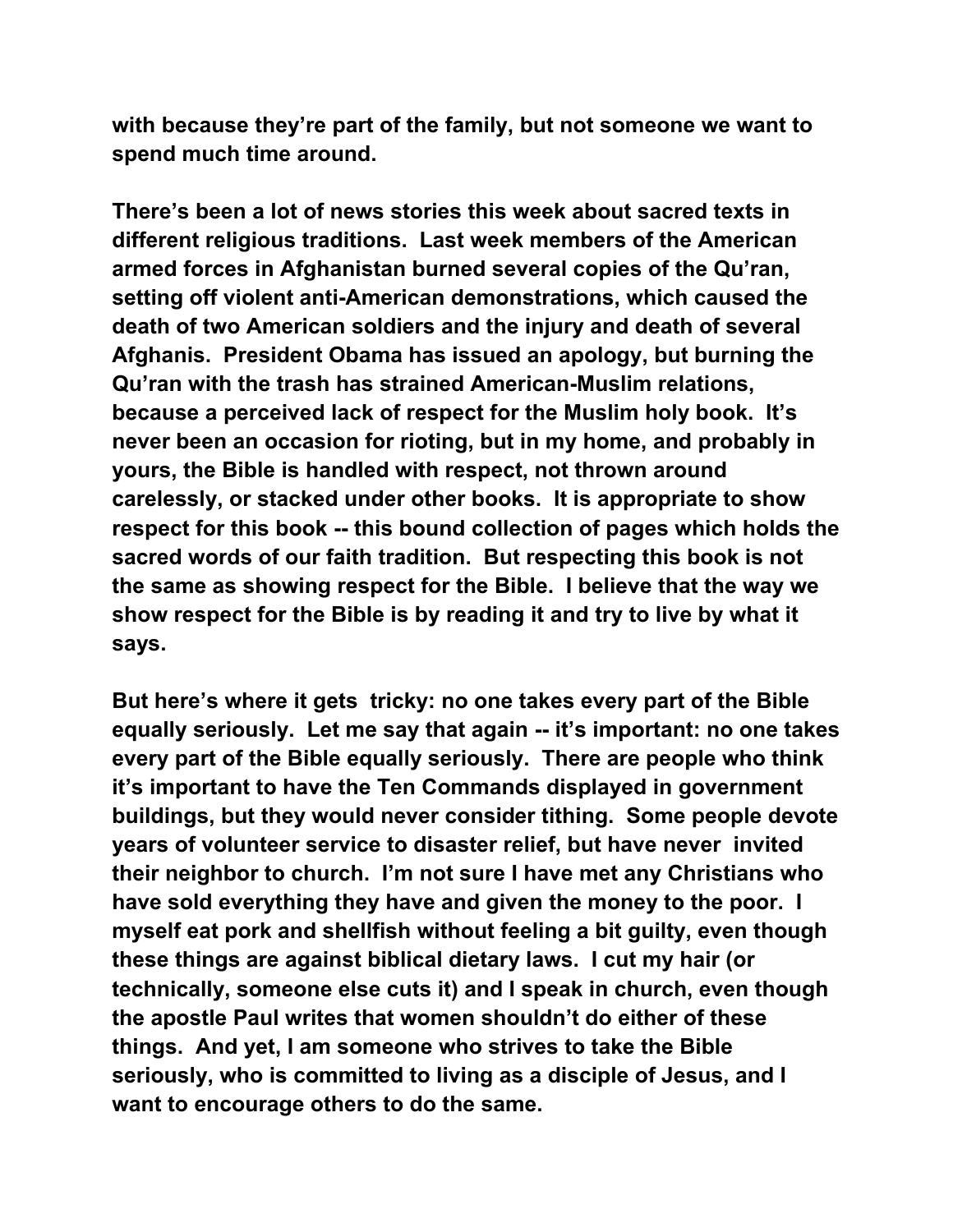**with because they're part of the family, but not someone we want to spend much time around.**

**There's been a lot of news stories this week about sacred texts in different religious traditions. Last week members of the American armed forces in Afghanistan burned several copies of the Qu'ran, setting off violent anti-American demonstrations, which caused the death of two American soldiers and the injury and death of several Afghanis. President Obama has issued an apology, but burning the Qu'ran with the trash has strained American-Muslim relations, because a perceived lack of respect for the Muslim holy book. It's never been an occasion for rioting, but in my home, and probably in yours, the Bible is handled with respect, not thrown around carelessly, or stacked under other books. It is appropriate to show respect for this book -- this bound collection of pages which holds the sacred words of our faith tradition. But respecting this book is not the same as showing respect for the Bible. I believe that the way we show respect for the Bible is by reading it and try to live by what it says.**

**But here's where it gets tricky: no one takes every part of the Bible equally seriously. Let me say that again -- it's important: no one takes every part of the Bible equally seriously. There are people who think it's important to have the Ten Commands displayed in government buildings, but they would never consider tithing. Some people devote years of volunteer service to disaster relief, but have never invited their neighbor to church. I'm not sure I have met any Christians who have sold everything they have and given the money to the poor. I myself eat pork and shellfish without feeling a bit guilty, even though these things are against biblical dietary laws. I cut my hair (or technically, someone else cuts it) and I speak in church, even though the apostle Paul writes that women shouldn't do either of these things. And yet, I am someone who strives to take the Bible seriously, who is committed to living as a disciple of Jesus, and I want to encourage others to do the same.**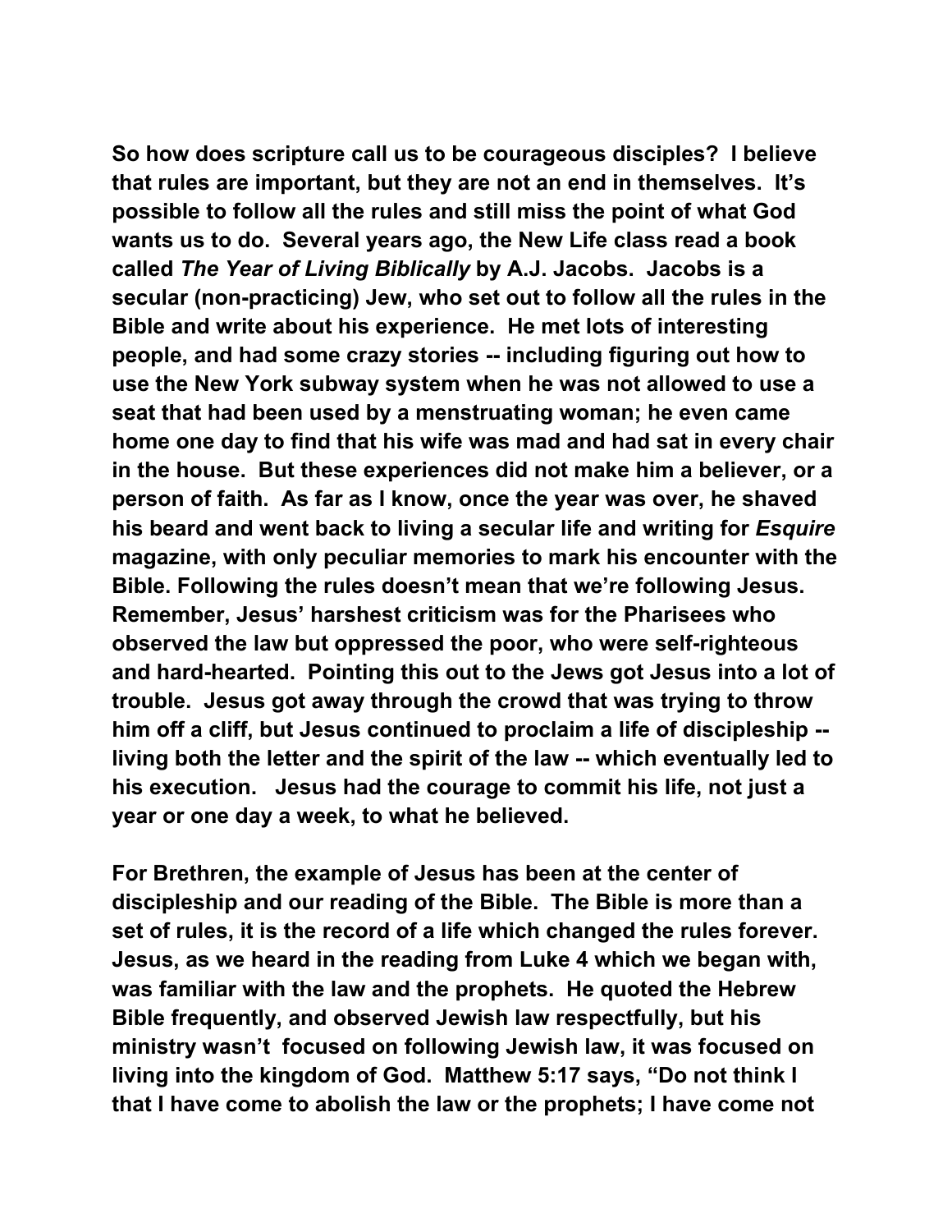**So how does scripture call us to be courageous disciples? I believe that rules are important, but they are not an end in themselves. It's possible to follow all the rules and still miss the point of what God wants us to do. Several years ago, the New Life class read a book called *The Year of Living Biblically* by A.J. Jacobs. Jacobs is a secular (non-practicing) Jew, who set out to follow all the rules in the Bible and write about his experience. He met lots of interesting people, and had some crazy stories -- including figuring out how to use the New York subway system when he was not allowed to use a seat that had been used by a menstruating woman; he even came home one day to find that his wife was mad and had sat in every chair in the house. But these experiences did not make him a believer, or a person of faith. As far as I know, once the year was over, he shaved his beard and went back to living a secular life and writing for *Esquire* magazine, with only peculiar memories to mark his encounter with the Bible. Following the rules doesn't mean that we're following Jesus. Remember, Jesus' harshest criticism was for the Pharisees who observed the law but oppressed the poor, who were self-righteous and hard-hearted. Pointing this out to the Jews got Jesus into a lot of trouble. Jesus got away through the crowd that was trying to throw him off a cliff, but Jesus continued to proclaim a life of discipleship -- living both the letter and the spirit of the law -- which eventually led to his execution. Jesus had the courage to commit his life, not just a year or one day a week, to what he believed.**

**For Brethren, the example of Jesus has been at the center of discipleship and our reading of the Bible. The Bible is more than a set of rules, it is the record of a life which changed the rules forever. Jesus, as we heard in the reading from Luke 4 which we began with, was familiar with the law and the prophets. He quoted the Hebrew Bible frequently, and observed Jewish law respectfully, but his ministry wasn't focused on following Jewish law, it was focused on living into the kingdom of God. Matthew 5:17 says, "Do not think I that I have come to abolish the law or the prophets; I have come not**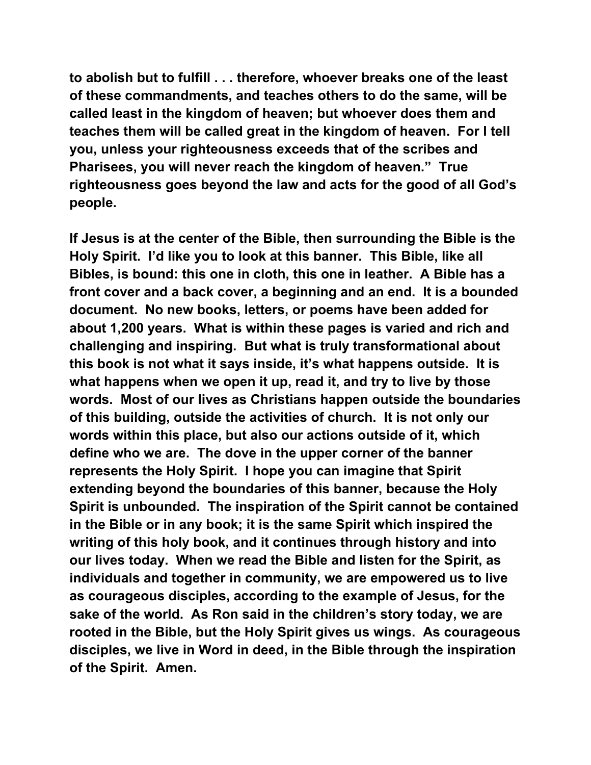**to abolish but to fulfill . . . therefore, whoever breaks one of the least of these commandments, and teaches others to do the same, will be called least in the kingdom of heaven; but whoever does them and teaches them will be called great in the kingdom of heaven. For I tell you, unless your righteousness exceeds that of the scribes and Pharisees, you will never reach the kingdom of heaven." True righteousness goes beyond the law and acts for the good of all God's people.**

**If Jesus is at the center of the Bible, then surrounding the Bible is the Holy Spirit. I'd like you to look at this banner. This Bible, like all Bibles, is bound: this one in cloth, this one in leather. A Bible has a front cover and a back cover, a beginning and an end. It is a bounded document. No new books, letters, or poems have been added for about 1,200 years. What is within these pages is varied and rich and challenging and inspiring. But what is truly transformational about this book is not what it says inside, it's what happens outside. It is what happens when we open it up, read it, and try to live by those words. Most of our lives as Christians happen outside the boundaries of this building, outside the activities of church. It is not only our words within this place, but also our actions outside of it, which define who we are. The dove in the upper corner of the banner represents the Holy Spirit. I hope you can imagine that Spirit extending beyond the boundaries of this banner, because the Holy Spirit is unbounded. The inspiration of the Spirit cannot be contained in the Bible or in any book; it is the same Spirit which inspired the writing of this holy book, and it continues through history and into our lives today. When we read the Bible and listen for the Spirit, as individuals and together in community, we are empowered us to live as courageous disciples, according to the example of Jesus, for the sake of the world. As Ron said in the children's story today, we are rooted in the Bible, but the Holy Spirit gives us wings. As courageous disciples, we live in Word in deed, in the Bible through the inspiration of the Spirit. Amen.**